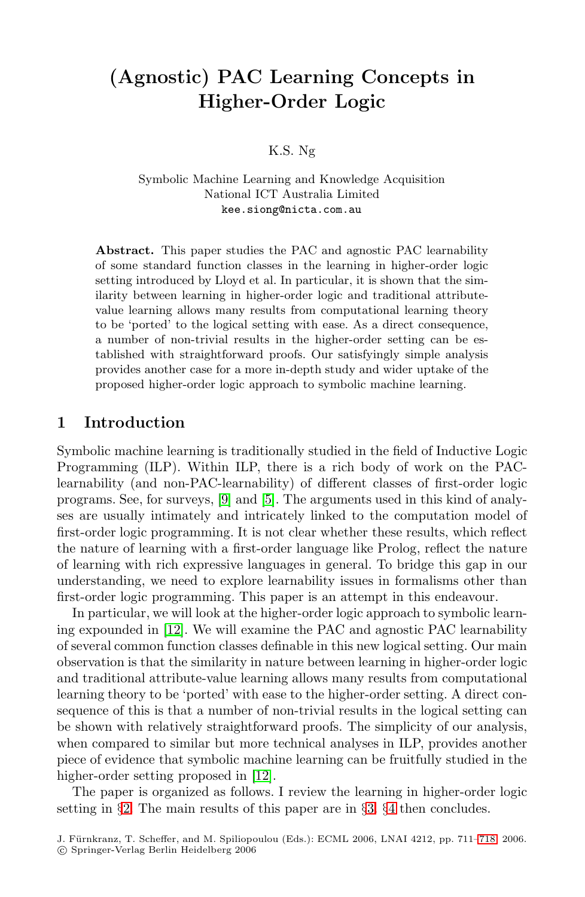# (Agnostic) PAC Learning Concepts in Higher-Order Logic

K.S. Ng

Symbolic Machine Learning and Knowledge Acquisition
National ICT Australia Limited
kee.siong@nicta.com.au

**Abstract.** This paper studies the PAC and agnostic PAC learnability of some standard function classes in the learning in higher-order logic setting introduced by Lloyd et al. In particular, it is shown that the similarity between learning in higher-order logic and traditional attribute-value learning allows many results from computational learning theory to be 'ported' to the logical setting with ease. As a direct consequence, a number of non-trivial results in the higher-order setting can be established with straightforward proofs. Our satisfyingly simple analysis provides another case for a more in-depth study and wider uptake of the proposed higher-order logic approach to symbolic machine learning.

## 1 Introduction

Symbolic machine learning is traditionally studied in the field of Inductive Logic Programming (ILP). Within ILP, there is a rich body of work on the PAC-learnability (and non-PAC-learnability) of different classes of first-order logic programs. See, for surveys, [9] and [5]. The arguments used in this kind of analyses are usually intimately and intricately linked to the computation model of first-order logic programming. It is not clear whether these results, which reflect the nature of learning with a first-order language like Prolog, reflect the nature of learning with rich expressive languages in general. To bridge this gap in our understanding, we need to explore learnability issues in formalisms other than first-order logic programming. This paper is an attempt in this endeavour.

In particular, we will look at the higher-order logic approach to symbolic learning expounded in [12]. We will examine the PAC and agnostic PAC learnability of several common function classes definable in this new logical setting. Our main observation is that the similarity in nature between learning in higher-order logic and traditional attribute-value learning allows many results from computational learning theory to be 'ported' with ease to the higher-order setting. A direct consequence of this is that a number of non-trivial results in the logical setting can be shown with relatively straightforward proofs. The simplicity of our analysis, when compared to similar but more technical analyses in ILP, provides another piece of evidence that symbolic machine learning can be fruitfully studied in the higher-order setting proposed in [12].

The paper is organized as follows. I review the learning in higher-order logic setting in §2. The main results of this paper are in §3. §4 then concludes.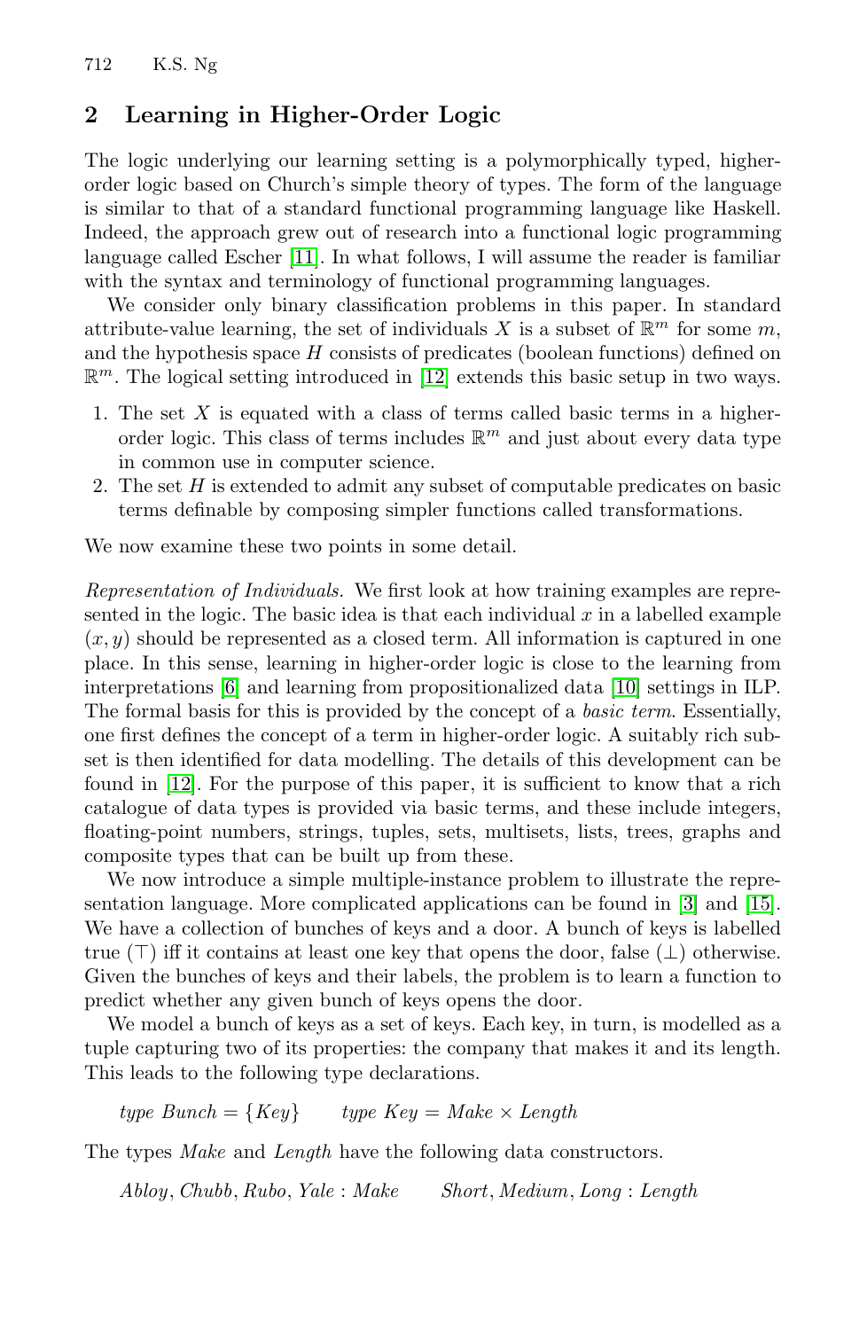## 2 Learning in Higher-Order Logic

The logic underlying our learning setting is a polymorphically typed, higher-order logic based on Church's simple theory of types. The form of the language is similar to that of a standard functional programming language like Haskell. Indeed, the approach grew out of research into a functional logic programming language called Escher [11]. In what follows, I will assume the reader is familiar with the syntax and terminology of functional programming languages.

We consider only binary classification problems in this paper. In standard attribute-value learning, the set of individuals $X$ is a subset of $\mathbb{R}^m$ for some $m$, and the hypothesis space $H$ consists of predicates (boolean functions) defined on $\mathbb{R}^m$. The logical setting introduced in [12] extends this basic setup in two ways.

1. The set $X$ is equated with a class of terms called basic terms in a higher-order logic. This class of terms includes $\mathbb{R}^m$ and just about every data type in common use in computer science.
2. The set $H$ is extended to admit any subset of computable predicates on basic terms definable by composing simpler functions called transformations.

We now examine these two points in some detail.

*Representation of Individuals.* We first look at how training examples are represented in the logic. The basic idea is that each individual $x$ in a labelled example $(x, y)$ should be represented as a closed term. All information is captured in one place. In this sense, learning in higher-order logic is close to the learning from interpretations [6] and learning from propositionalized data [10] settings in ILP. The formal basis for this is provided by the concept of a *basic term*. Essentially, one first defines the concept of a term in higher-order logic. A suitably rich subset is then identified for data modelling. The details of this development can be found in [12]. For the purpose of this paper, it is sufficient to know that a rich catalogue of data types is provided via basic terms, and these include integers, floating-point numbers, strings, tuples, sets, multisets, lists, trees, graphs and composite types that can be built up from these.

We now introduce a simple multiple-instance problem to illustrate the representation language. More complicated applications can be found in [3] and [15]. We have a collection of bunches of keys and a door. A bunch of keys is labelled true ($\top$) iff it contains at least one key that opens the door, false ($\bot$) otherwise. Given the bunches of keys and their labels, the problem is to learn a function to predict whether any given bunch of keys opens the door.

We model a bunch of keys as a set of keys. Each key, in turn, is modelled as a tuple capturing two of its properties: the company that makes it and its length. This leads to the following type declarations.

$$\textit{type Bunch} = \{\textit{Key}\} \qquad \textit{type Key} = \textit{Make} \times \textit{Length}$$

The types *Make* and *Length* have the following data constructors.

$$\textit{Abloy}, \textit{Chubb}, \textit{Rubo}, \textit{Yale} : \textit{Make} \qquad \textit{Short}, \textit{Medium}, \textit{Long} : \textit{Length}$$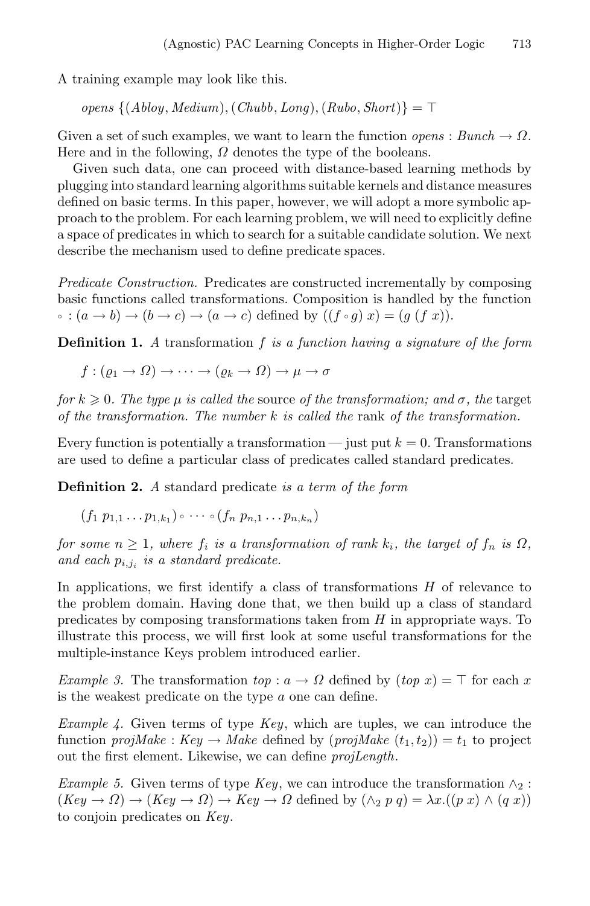A training example may look like this.

$$opens\ \{(Abloy, Medium), (Chubb, Long), (Rubo, Short)\} = \top$$

Given a set of such examples, we want to learn the function $opens : Bunch \to \Omega$. Here and in the following, $\Omega$ denotes the type of the booleans.

Given such data, one can proceed with distance-based learning methods by plugging into standard learning algorithms suitable kernels and distance measures defined on basic terms. In this paper, however, we will adopt a more symbolic approach to the problem. For each learning problem, we will need to explicitly define a space of predicates in which to search for a suitable candidate solution. We next describe the mechanism used to define predicate spaces.

*Predicate Construction.* Predicates are constructed incrementally by composing basic functions called transformations. Composition is handled by the function $\circ : (a \to b) \to (b \to c) \to (a \to c)$ defined by $((f \circ g)\ x) = (g\ (f\ x))$.

**Definition 1.** *A* transformation $f$ *is a function having a signature of the form*

$$f : (\varrho_1 \to \Omega) \to \cdots \to (\varrho_k \to \Omega) \to \mu \to \sigma$$

*for* $k \geqslant 0$. *The type* $\mu$ *is called the* source *of the transformation; and* $\sigma$*, the* target *of the transformation. The number* $k$ *is called the* rank *of the transformation.*

Every function is potentially a transformation — just put $k = 0$. Transformations are used to define a particular class of predicates called standard predicates.

**Definition 2.** *A* standard predicate *is a term of the form*

$$(f_1\ p_{1,1} \ldots p_{1,k_1}) \circ \cdots \circ (f_n\ p_{n,1} \ldots p_{n,k_n})$$

*for some* $n \geq 1$*, where* $f_i$ *is a transformation of rank* $k_i$*, the target of* $f_n$ *is* $\Omega$*, and each* $p_{i,j_i}$ *is a standard predicate.*

In applications, we first identify a class of transformations $H$ of relevance to the problem domain. Having done that, we then build up a class of standard predicates by composing transformations taken from $H$ in appropriate ways. To illustrate this process, we will first look at some useful transformations for the multiple-instance Keys problem introduced earlier.

*Example 3.* The transformation $top : a \to \Omega$ defined by $(top\ x) = \top$ for each $x$ is the weakest predicate on the type $a$ one can define.

*Example 4.* Given terms of type $Key$, which are tuples, we can introduce the function $projMake : Key \to Make$ defined by $(projMake\ (t_1, t_2)) = t_1$ to project out the first element. Likewise, we can define $projLength$.

*Example 5.* Given terms of type $Key$, we can introduce the transformation $\wedge_2 : (Key \to \Omega) \to (Key \to \Omega) \to Key \to \Omega$ defined by $(\wedge_2\ p\ q) = \lambda x.((p\ x) \wedge (q\ x))$ to conjoin predicates on $Key$.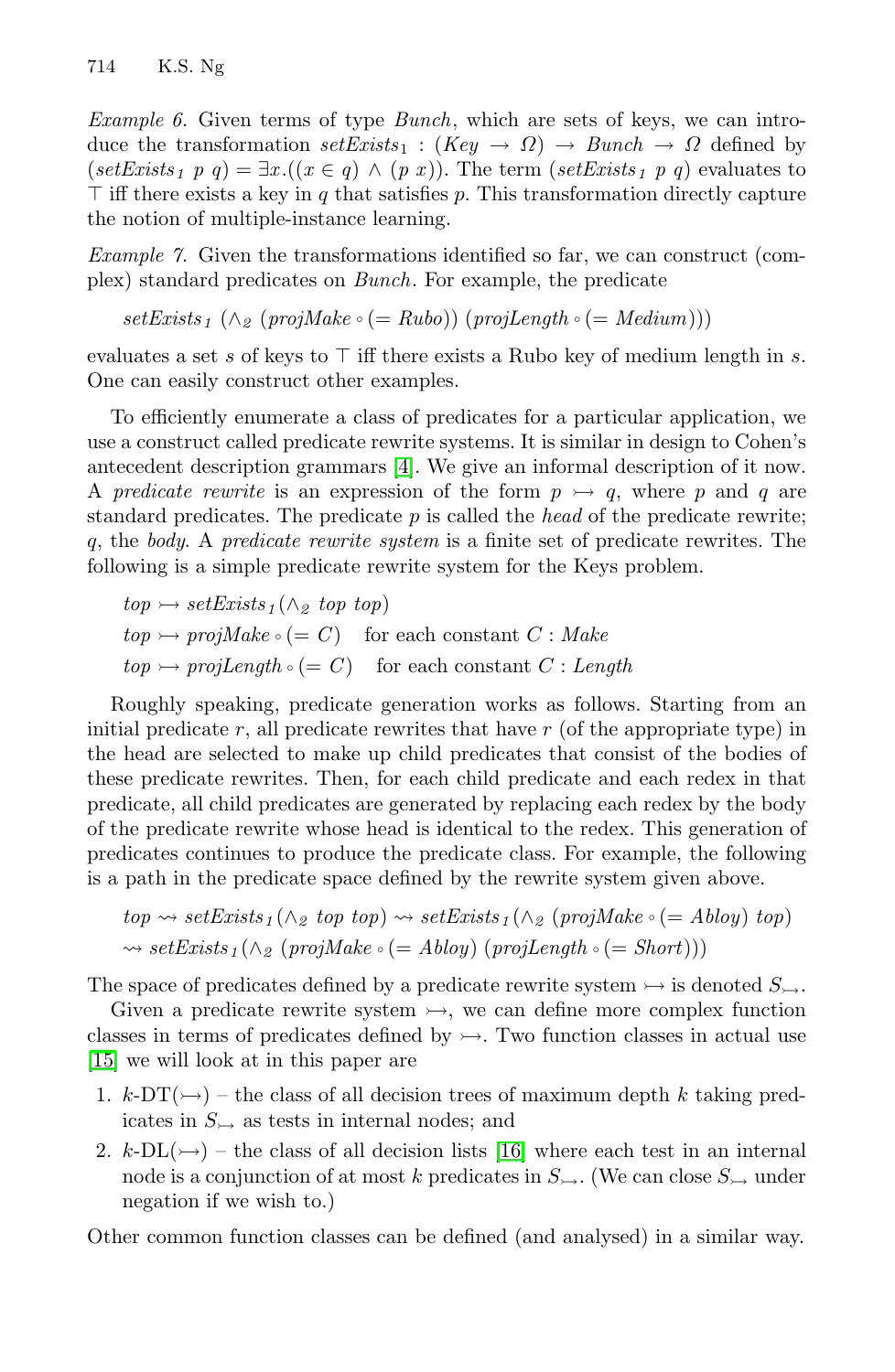*Example 6.* Given terms of type *Bunch*, which are sets of keys, we can introduce the transformation $setExists_1 : (Key \rightarrow \Omega) \rightarrow Bunch \rightarrow \Omega$ defined by $(setExists_1\ p\ q) = \exists x.((x \in q) \wedge (p\ x))$. The term $(setExists_1\ p\ q)$ evaluates to $\top$ iff there exists a key in $q$ that satisfies $p$. This transformation directly capture the notion of multiple-instance learning.

*Example 7.* Given the transformations identified so far, we can construct (complex) standard predicates on *Bunch*. For example, the predicate

$$setExists_1\ (\wedge_2\ (projMake \circ (= Rubo))\ (projLength \circ (= Medium)))$$

evaluates a set $s$ of keys to $\top$ iff there exists a Rubo key of medium length in $s$. One can easily construct other examples.

To efficiently enumerate a class of predicates for a particular application, we use a construct called predicate rewrite systems. It is similar in design to Cohen's antecedent description grammars [4]. We give an informal description of it now. A *predicate rewrite* is an expression of the form $p \rightarrowtail q$, where $p$ and $q$ are standard predicates. The predicate $p$ is called the *head* of the predicate rewrite; $q$, the *body*. A *predicate rewrite system* is a finite set of predicate rewrites. The following is a simple predicate rewrite system for the Keys problem.

$$top \rightarrowtail setExists_1(\wedge_2\ top\ top)$$
$$top \rightarrowtail projMake \circ (= C) \quad \text{for each constant } C : Make$$
$$top \rightarrowtail projLength \circ (= C) \quad \text{for each constant } C : Length$$

Roughly speaking, predicate generation works as follows. Starting from an initial predicate $r$, all predicate rewrites that have $r$ (of the appropriate type) in the head are selected to make up child predicates that consist of the bodies of these predicate rewrites. Then, for each child predicate and each redex in that predicate, all child predicates are generated by replacing each redex by the body of the predicate rewrite whose head is identical to the redex. This generation of predicates continues to produce the predicate class. For example, the following is a path in the predicate space defined by the rewrite system given above.

$$top \rightsquigarrow setExists_1(\wedge_2\ top\ top) \rightsquigarrow setExists_1(\wedge_2\ (projMake \circ (= Abloy)\ top)$$
$$\rightsquigarrow setExists_1(\wedge_2\ (projMake \circ (= Abloy)\ (projLength \circ (= Short)))$$

The space of predicates defined by a predicate rewrite system $\rightarrowtail$ is denoted $S_{\rightarrowtail}$.

Given a predicate rewrite system $\rightarrowtail$, we can define more complex function classes in terms of predicates defined by $\rightarrowtail$. Two function classes in actual use [15] we will look at in this paper are

1. $k$-DT($\rightarrowtail$) – the class of all decision trees of maximum depth $k$ taking predicates in $S_{\rightarrowtail}$ as tests in internal nodes; and
2. $k$-DL($\rightarrowtail$) – the class of all decision lists [16] where each test in an internal node is a conjunction of at most $k$ predicates in $S_{\rightarrowtail}$. (We can close $S_{\rightarrowtail}$ under negation if we wish to.)

Other common function classes can be defined (and analysed) in a similar way.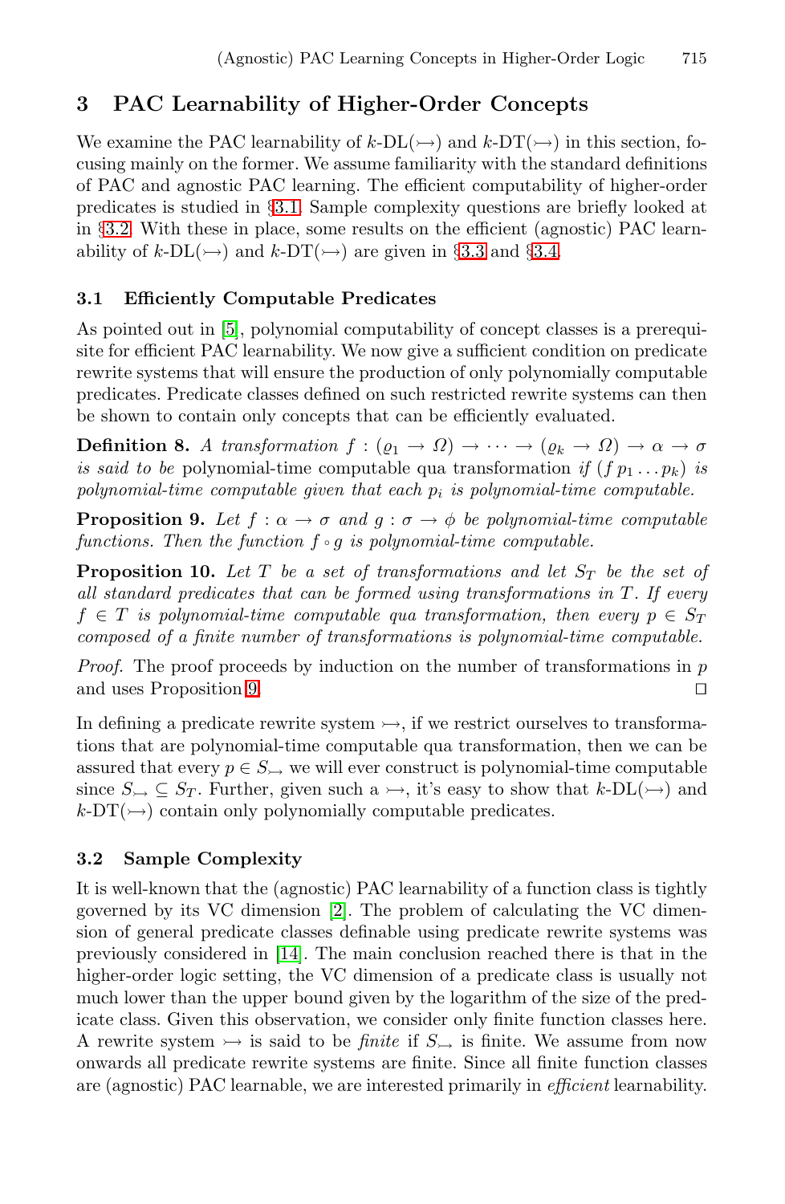## 3 PAC Learnability of Higher-Order Concepts

We examine the PAC learnability of $k$-DL($\rightarrowtail$) and $k$-DT($\rightarrowtail$) in this section, focusing mainly on the former. We assume familiarity with the standard definitions of PAC and agnostic PAC learning. The efficient computability of higher-order predicates is studied in §3.1. Sample complexity questions are briefly looked at in §3.2. With these in place, some results on the efficient (agnostic) PAC learnability of $k$-DL($\rightarrowtail$) and $k$-DT($\rightarrowtail$) are given in §3.3 and §3.4.

### 3.1 Efficiently Computable Predicates

As pointed out in [5], polynomial computability of concept classes is a prerequisite for efficient PAC learnability. We now give a sufficient condition on predicate rewrite systems that will ensure the production of only polynomially computable predicates. Predicate classes defined on such restricted rewrite systems can then be shown to contain only concepts that can be efficiently evaluated.

**Definition 8.** *A transformation $f : (\varrho_1 \rightarrow \Omega) \rightarrow \cdots \rightarrow (\varrho_k \rightarrow \Omega) \rightarrow \alpha \rightarrow \sigma$ is said to be* polynomial-time computable qua transformation *if $(f\, p_1 \ldots p_k)$ is polynomial-time computable given that each $p_i$ is polynomial-time computable.*

**Proposition 9.** *Let $f : \alpha \rightarrow \sigma$ and $g : \sigma \rightarrow \phi$ be polynomial-time computable functions. Then the function $f \circ g$ is polynomial-time computable.*

**Proposition 10.** *Let $T$ be a set of transformations and let $S_T$ be the set of all standard predicates that can be formed using transformations in $T$. If every $f \in T$ is polynomial-time computable qua transformation, then every $p \in S_T$ composed of a finite number of transformations is polynomial-time computable.*

*Proof.* The proof proceeds by induction on the number of transformations in $p$ and uses Proposition 9. □

In defining a predicate rewrite system $\rightarrowtail$, if we restrict ourselves to transformations that are polynomial-time computable qua transformation, then we can be assured that every $p \in S_{\rightarrowtail}$ we will ever construct is polynomial-time computable since $S_{\rightarrowtail} \subseteq S_T$. Further, given such a $\rightarrowtail$, it's easy to show that $k$-DL($\rightarrowtail$) and $k$-DT($\rightarrowtail$) contain only polynomially computable predicates.

### 3.2 Sample Complexity

It is well-known that the (agnostic) PAC learnability of a function class is tightly governed by its VC dimension [2]. The problem of calculating the VC dimension of general predicate classes definable using predicate rewrite systems was previously considered in [14]. The main conclusion reached there is that in the higher-order logic setting, the VC dimension of a predicate class is usually not much lower than the upper bound given by the logarithm of the size of the predicate class. Given this observation, we consider only finite function classes here. A rewrite system $\rightarrowtail$ is said to be *finite* if $S_{\rightarrowtail}$ is finite. We assume from now onwards all predicate rewrite systems are finite. Since all finite function classes are (agnostic) PAC learnable, we are interested primarily in *efficient* learnability.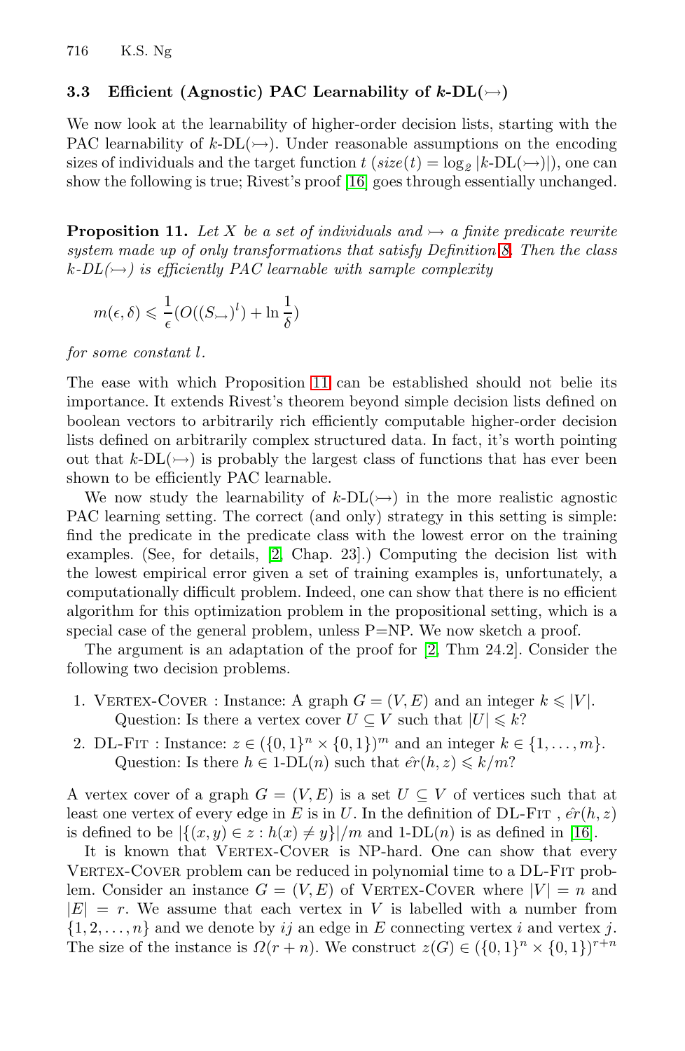### 3.3 Efficient (Agnostic) PAC Learnability of $k$-DL($\rightarrowtail$)

We now look at the learnability of higher-order decision lists, starting with the PAC learnability of $k$-DL($\rightarrowtail$). Under reasonable assumptions on the encoding sizes of individuals and the target function $t$ ($size(t) = \log_2 |k\text{-DL}(\rightarrowtail)|$), one can show the following is true; Rivest's proof [16] goes through essentially unchanged.

**Proposition 11.** *Let $X$ be a set of individuals and $\rightarrowtail$ a finite predicate rewrite system made up of only transformations that satisfy Definition 8. Then the class $k$-DL($\rightarrowtail$) is efficiently PAC learnable with sample complexity*

$$m(\epsilon, \delta) \leqslant \frac{1}{\epsilon}(O((S_{\rightarrowtail})^l) + \ln \frac{1}{\delta})$$

*for some constant $l$.*

The ease with which Proposition 11 can be established should not belie its importance. It extends Rivest's theorem beyond simple decision lists defined on boolean vectors to arbitrarily rich efficiently computable higher-order decision lists defined on arbitrarily complex structured data. In fact, it's worth pointing out that $k$-DL($\rightarrowtail$) is probably the largest class of functions that has ever been shown to be efficiently PAC learnable.

We now study the learnability of $k$-DL($\rightarrowtail$) in the more realistic agnostic PAC learning setting. The correct (and only) strategy in this setting is simple: find the predicate in the predicate class with the lowest error on the training examples. (See, for details, [2, Chap. 23].) Computing the decision list with the lowest empirical error given a set of training examples is, unfortunately, a computationally difficult problem. Indeed, one can show that there is no efficient algorithm for this optimization problem in the propositional setting, which is a special case of the general problem, unless P=NP. We now sketch a proof.

The argument is an adaptation of the proof for [2, Thm 24.2]. Consider the following two decision problems.

1. Vertex-Cover : Instance: A graph $G = (V, E)$ and an integer $k \leqslant |V|$.
   Question: Is there a vertex cover $U \subseteq V$ such that $|U| \leqslant k$?
2. DL-Fit : Instance: $z \in (\{0,1\}^n \times \{0,1\})^m$ and an integer $k \in \{1, \ldots, m\}$.
   Question: Is there $h \in$ 1-DL($n$) such that $\hat{er}(h, z) \leqslant k/m$?

A vertex cover of a graph $G = (V, E)$ is a set $U \subseteq V$ of vertices such that at least one vertex of every edge in $E$ is in $U$. In the definition of DL-Fit , $\hat{er}(h, z)$ is defined to be $|\{(x, y) \in z : h(x) \neq y\}|/m$ and 1-DL($n$) is as defined in [16].

It is known that Vertex-Cover is NP-hard. One can show that every Vertex-Cover problem can be reduced in polynomial time to a DL-Fit problem. Consider an instance $G = (V, E)$ of Vertex-Cover where $|V| = n$ and $|E| = r$. We assume that each vertex in $V$ is labelled with a number from $\{1, 2, \ldots, n\}$ and we denote by $ij$ an edge in $E$ connecting vertex $i$ and vertex $j$. The size of the instance is $\Omega(r + n)$. We construct $z(G) \in (\{0,1\}^n \times \{0,1\})^{r+n}$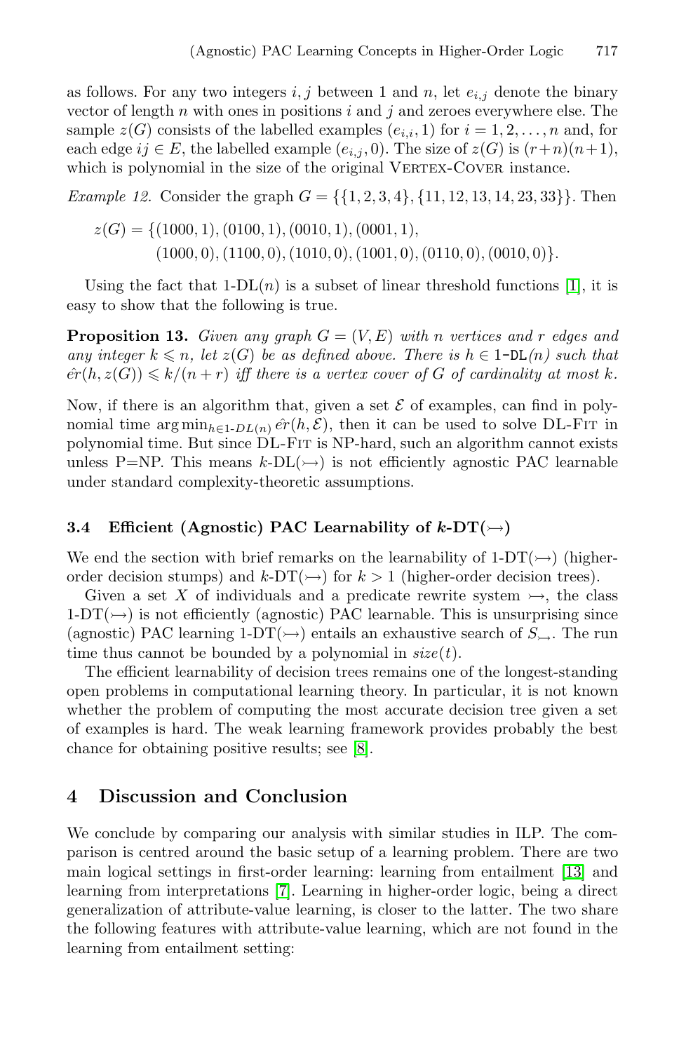as follows. For any two integers $i, j$ between 1 and $n$, let $e_{i,j}$ denote the binary vector of length $n$ with ones in positions $i$ and $j$ and zeroes everywhere else. The sample $z(G)$ consists of the labelled examples $(e_{i,i}, 1)$ for $i = 1, 2, \ldots, n$ and, for each edge $ij \in E$, the labelled example $(e_{i,j}, 0)$. The size of $z(G)$ is $(r+n)(n+1)$, which is polynomial in the size of the original Vertex-Cover instance.

*Example 12.* Consider the graph $G = \{\{1, 2, 3, 4\}, \{11, 12, 13, 14, 23, 33\}\}$. Then

$$z(G) = \{(1000, 1), (0100, 1), (0010, 1), (0001, 1),\\ (1000, 0), (1100, 0), (1010, 0), (1001, 0), (0110, 0), (0010, 0)\}.$$

Using the fact that 1-DL($n$) is a subset of linear threshold functions [1], it is easy to show that the following is true.

**Proposition 13.** *Given any graph $G = (V, E)$ with $n$ vertices and $r$ edges and any integer $k \leqslant n$, let $z(G)$ be as defined above. There is $h \in$ 1-DL($n$) such that $\hat{er}(h, z(G)) \leqslant k/(n + r)$ iff there is a vertex cover of $G$ of cardinality at most $k$.*

Now, if there is an algorithm that, given a set $\mathcal{E}$ of examples, can find in polynomial time $\arg\min_{h \in 1\text{-}DL(n)} \hat{er}(h, \mathcal{E})$, then it can be used to solve DL-Fit in polynomial time. But since DL-Fit is NP-hard, such an algorithm cannot exists unless P=NP. This means $k$-DL($\rightarrowtail$) is not efficiently agnostic PAC learnable under standard complexity-theoretic assumptions.

### 3.4 Efficient (Agnostic) PAC Learnability of $k$-DT($\rightarrowtail$)

We end the section with brief remarks on the learnability of 1-DT($\rightarrowtail$) (higher-order decision stumps) and $k$-DT($\rightarrowtail$) for $k > 1$ (higher-order decision trees).

Given a set $X$ of individuals and a predicate rewrite system $\rightarrowtail$, the class 1-DT($\rightarrowtail$) is not efficiently (agnostic) PAC learnable. This is unsurprising since (agnostic) PAC learning 1-DT($\rightarrowtail$) entails an exhaustive search of $S_{\rightarrowtail}$. The run time thus cannot be bounded by a polynomial in $size(t)$.

The efficient learnability of decision trees remains one of the longest-standing open problems in computational learning theory. In particular, it is not known whether the problem of computing the most accurate decision tree given a set of examples is hard. The weak learning framework provides probably the best chance for obtaining positive results; see [8].

## 4 Discussion and Conclusion

We conclude by comparing our analysis with similar studies in ILP. The comparison is centred around the basic setup of a learning problem. There are two main logical settings in first-order learning: learning from entailment [13] and learning from interpretations [7]. Learning in higher-order logic, being a direct generalization of attribute-value learning, is closer to the latter. The two share the following features with attribute-value learning, which are not found in the learning from entailment setting: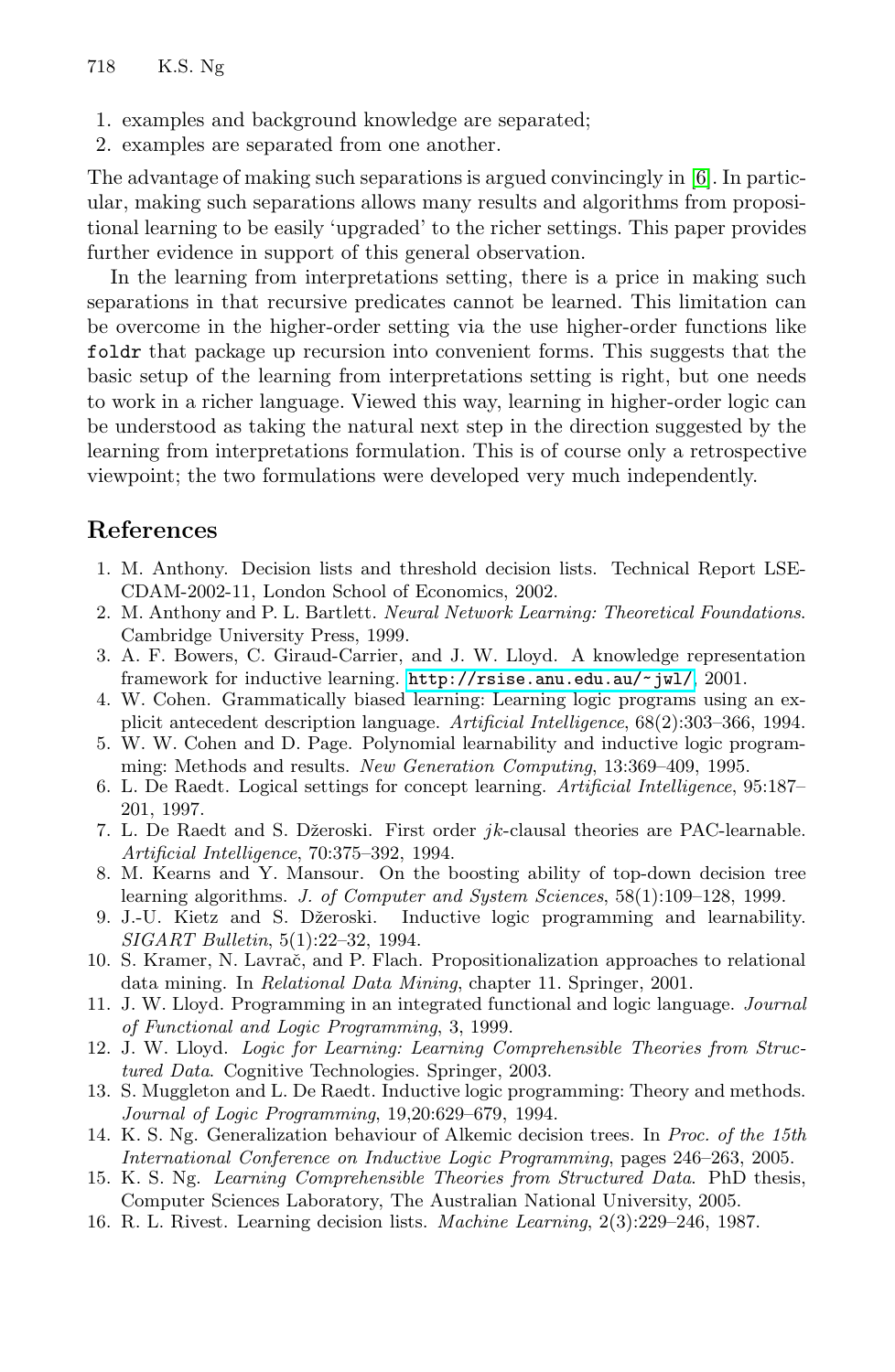1. examples and background knowledge are separated;
2. examples are separated from one another.

The advantage of making such separations is argued convincingly in [6]. In particular, making such separations allows many results and algorithms from propositional learning to be easily 'upgraded' to the richer settings. This paper provides further evidence in support of this general observation.

In the learning from interpretations setting, there is a price in making such separations in that recursive predicates cannot be learned. This limitation can be overcome in the higher-order setting via the use higher-order functions like `foldr` that package up recursion into convenient forms. This suggests that the basic setup of the learning from interpretations setting is right, but one needs to work in a richer language. Viewed this way, learning in higher-order logic can be understood as taking the natural next step in the direction suggested by the learning from interpretations formulation. This is of course only a retrospective viewpoint; the two formulations were developed very much independently.

## References

1. M. Anthony. Decision lists and threshold decision lists. Technical Report LSE-CDAM-2002-11, London School of Economics, 2002.
2. M. Anthony and P. L. Bartlett. *Neural Network Learning: Theoretical Foundations*. Cambridge University Press, 1999.
3. A. F. Bowers, C. Giraud-Carrier, and J. W. Lloyd. A knowledge representation framework for inductive learning. http://rsise.anu.edu.au/~jwl/, 2001.
4. W. Cohen. Grammatically biased learning: Learning logic programs using an explicit antecedent description language. *Artificial Intelligence*, 68(2):303–366, 1994.
5. W. W. Cohen and D. Page. Polynomial learnability and inductive logic programming: Methods and results. *New Generation Computing*, 13:369–409, 1995.
6. L. De Raedt. Logical settings for concept learning. *Artificial Intelligence*, 95:187–201, 1997.
7. L. De Raedt and S. Džeroski. First order *jk*-clausal theories are PAC-learnable. *Artificial Intelligence*, 70:375–392, 1994.
8. M. Kearns and Y. Mansour. On the boosting ability of top-down decision tree learning algorithms. *J. of Computer and System Sciences*, 58(1):109–128, 1999.
9. J.-U. Kietz and S. Džeroski. Inductive logic programming and learnability. *SIGART Bulletin*, 5(1):22–32, 1994.
10. S. Kramer, N. Lavrač, and P. Flach. Propositionalization approaches to relational data mining. In *Relational Data Mining*, chapter 11. Springer, 2001.
11. J. W. Lloyd. Programming in an integrated functional and logic language. *Journal of Functional and Logic Programming*, 3, 1999.
12. J. W. Lloyd. *Logic for Learning: Learning Comprehensible Theories from Structured Data*. Cognitive Technologies. Springer, 2003.
13. S. Muggleton and L. De Raedt. Inductive logic programming: Theory and methods. *Journal of Logic Programming*, 19,20:629–679, 1994.
14. K. S. Ng. Generalization behaviour of Alkemic decision trees. In *Proc. of the 15th International Conference on Inductive Logic Programming*, pages 246–263, 2005.
15. K. S. Ng. *Learning Comprehensible Theories from Structured Data*. PhD thesis, Computer Sciences Laboratory, The Australian National University, 2005.
16. R. L. Rivest. Learning decision lists. *Machine Learning*, 2(3):229–246, 1987.